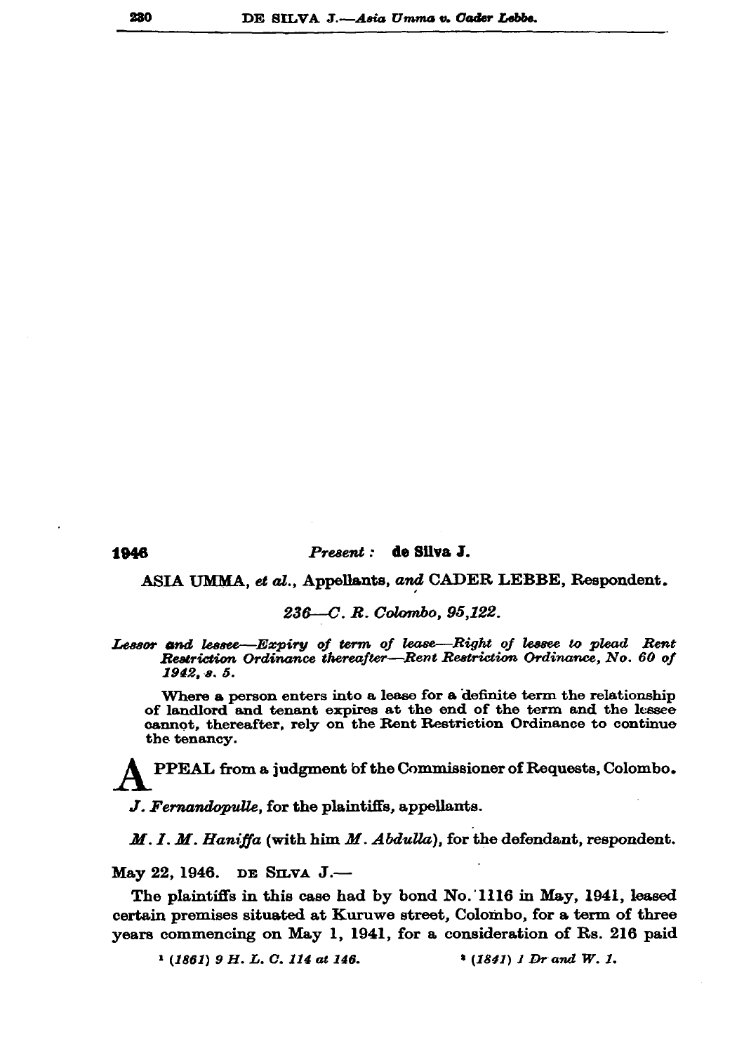1946 *Present :* **de Silva J.**

ASIA UMMA, *et al.*, Appellants, *and* CADER LEBBE, Respondent.

*236—C. R. Colombo, 95,122.*

*Lessor and lessee—Expiry of term of lease—Right of lessee to plead Rent Restriction Ordinance thereafter—Rent Restriction Ordinance, No. 60 of 1942, s. 5.*

Where a person enters into a lease for a definite term the relationship of landlord and tenant expires at the end of the term and the lessee cannot, thereafter, rely on the Rent Restriction Ordinance to continue the tenancy.

APPEAL from a judgment of the Commissioner of Requests, Colombo.

*J. Fernandopulle*, for the plaintiffs, appellants.

*M. I. M. Haniffa* (with him *M. Abdulla*), for the defendant, respondent.

May 22, 1946. DE SILVA J.—

The plaintiffs in this case had by bond No. 1116 in May, 1941, leased certain premises situated at Kuruwe street, Colombo, for a term of three years commencing on May 1, 1941, for a consideration of Rs. 216 paid

[1] *(1861) 9 H. L. C. 114 at 146.* [2] *(1841) 1 Dr and W. 1.*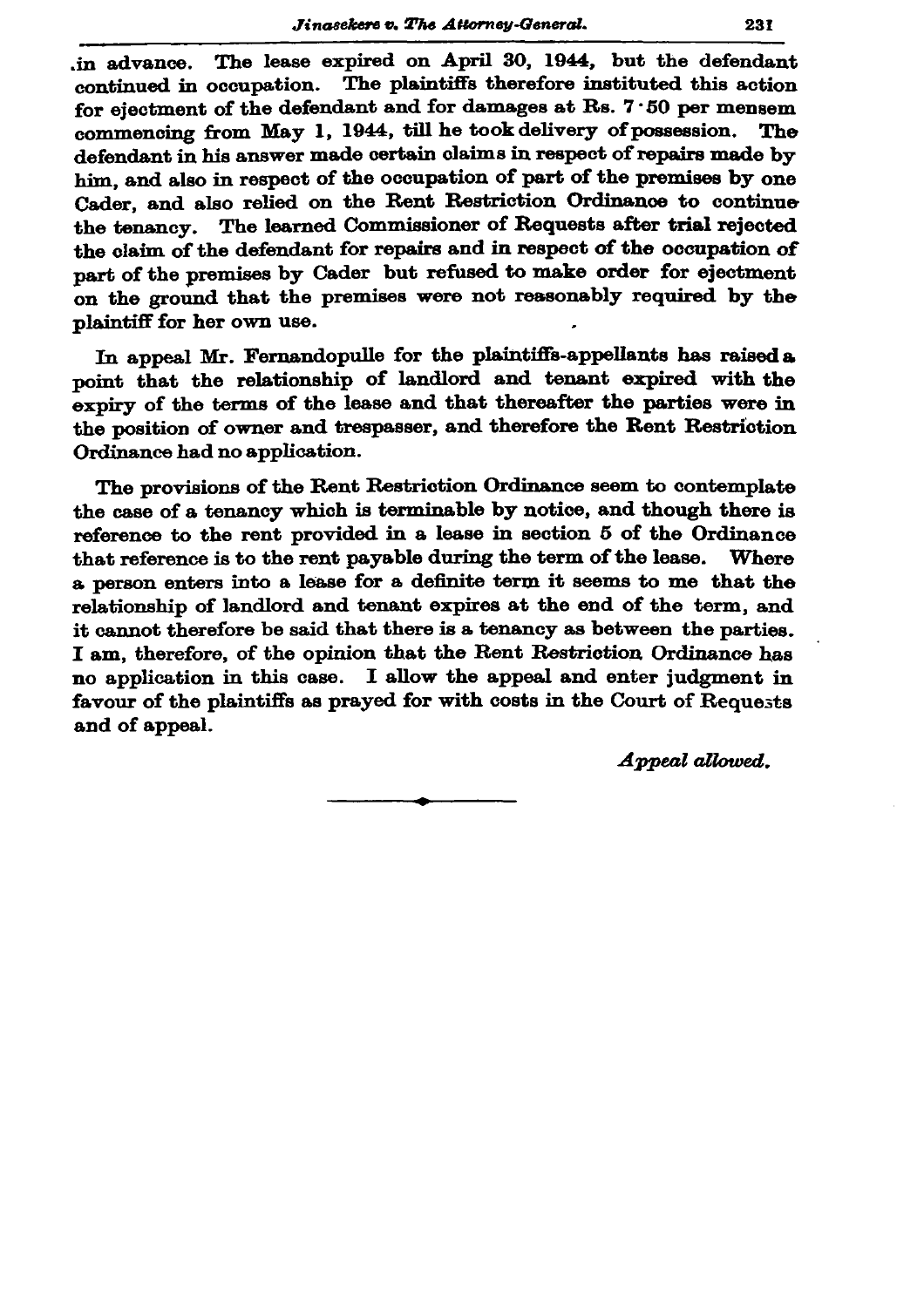in advance. The lease expired on April 30, 1944, but the defendant continued in occupation. The plaintiffs therefore instituted this action for ejectment of the defendant and for damages at Rs. 7·50 per mensem commencing from May 1, 1944, till he took delivery of possession. The defendant in his answer made certain claims in respect of repairs made by him, and also in respect of the occupation of part of the premises by one Cader, and also relied on the Rent Restriction Ordinance to continue the tenancy. The learned Commissioner of Requests after trial rejected the claim of the defendant for repairs and in respect of the occupation of part of the premises by Cader but refused to make order for ejectment on the ground that the premises were not reasonably required by the plaintiff for her own use.

In appeal Mr. Fernandopulle for the plaintiffs-appellants has raised a point that the relationship of landlord and tenant expired with the expiry of the terms of the lease and that thereafter the parties were in the position of owner and trespasser, and therefore the Rent Restriction Ordinance had no application.

The provisions of the Rent Restriction Ordinance seem to contemplate the case of a tenancy which is terminable by notice, and though there is reference to the rent provided in a lease in section 5 of the Ordinance that reference is to the rent payable during the term of the lease. Where a person enters into a lease for a definite term it seems to me that the relationship of landlord and tenant expires at the end of the term, and it cannot therefore be said that there is a tenancy as between the parties. I am, therefore, of the opinion that the Rent Restriction Ordinance has no application in this case. I allow the appeal and enter judgment in favour of the plaintiffs as prayed for with costs in the Court of Requests and of appeal.

*Appeal allowed.*